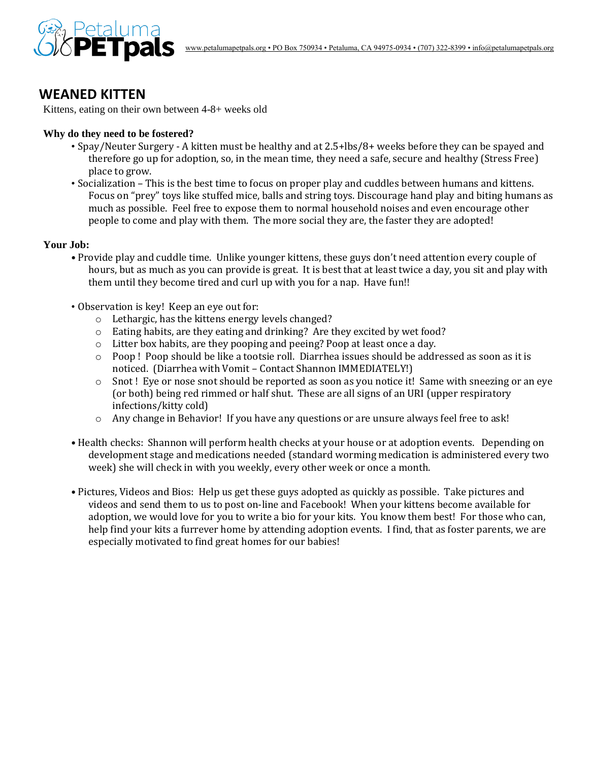Petaluma PETpals

www.petalumapetpals.org • PO Box 750934 • Petaluma, CA 94975-0934 • (707) 322-8399 • info@petalumapetpals.org

## WEANED KITTEN

Kittens, eating on their own between 4-8+ weeks old

**Why do they need to be fostered?**

- Spay/Neuter Surgery - A kitten must be healthy and at 2.5+lbs/8+ weeks before they can be spayed and therefore go up for adoption, so, in the mean time, they need a safe, secure and healthy (Stress Free) place to grow.
- Socialization – This is the best time to focus on proper play and cuddles between humans and kittens. Focus on "prey" toys like stuffed mice, balls and string toys. Discourage hand play and biting humans as much as possible. Feel free to expose them to normal household noises and even encourage other people to come and play with them. The more social they are, the faster they are adopted!

**Your Job:**

- Provide play and cuddle time. Unlike younger kittens, these guys don't need attention every couple of hours, but as much as you can provide is great. It is best that at least twice a day, you sit and play with them until they become tired and curl up with you for a nap. Have fun!!

- Observation is key! Keep an eye out for:
  - Lethargic, has the kittens energy levels changed?
  - Eating habits, are they eating and drinking? Are they excited by wet food?
  - Litter box habits, are they pooping and peeing? Poop at least once a day.
  - Poop ! Poop should be like a tootsie roll. Diarrhea issues should be addressed as soon as it is noticed. (Diarrhea with Vomit – Contact Shannon IMMEDIATELY!)
  - Snot ! Eye or nose snot should be reported as soon as you notice it! Same with sneezing or an eye (or both) being red rimmed or half shut. These are all signs of an URI (upper respiratory infections/kitty cold)
  - Any change in Behavior! If you have any questions or are unsure always feel free to ask!

- Health checks: Shannon will perform health checks at your house or at adoption events. Depending on development stage and medications needed (standard worming medication is administered every two week) she will check in with you weekly, every other week or once a month.

- Pictures, Videos and Bios: Help us get these guys adopted as quickly as possible. Take pictures and videos and send them to us to post on-line and Facebook! When your kittens become available for adoption, we would love for you to write a bio for your kits. You know them best! For those who can, help find your kits a furrever home by attending adoption events. I find, that as foster parents, we are especially motivated to find great homes for our babies!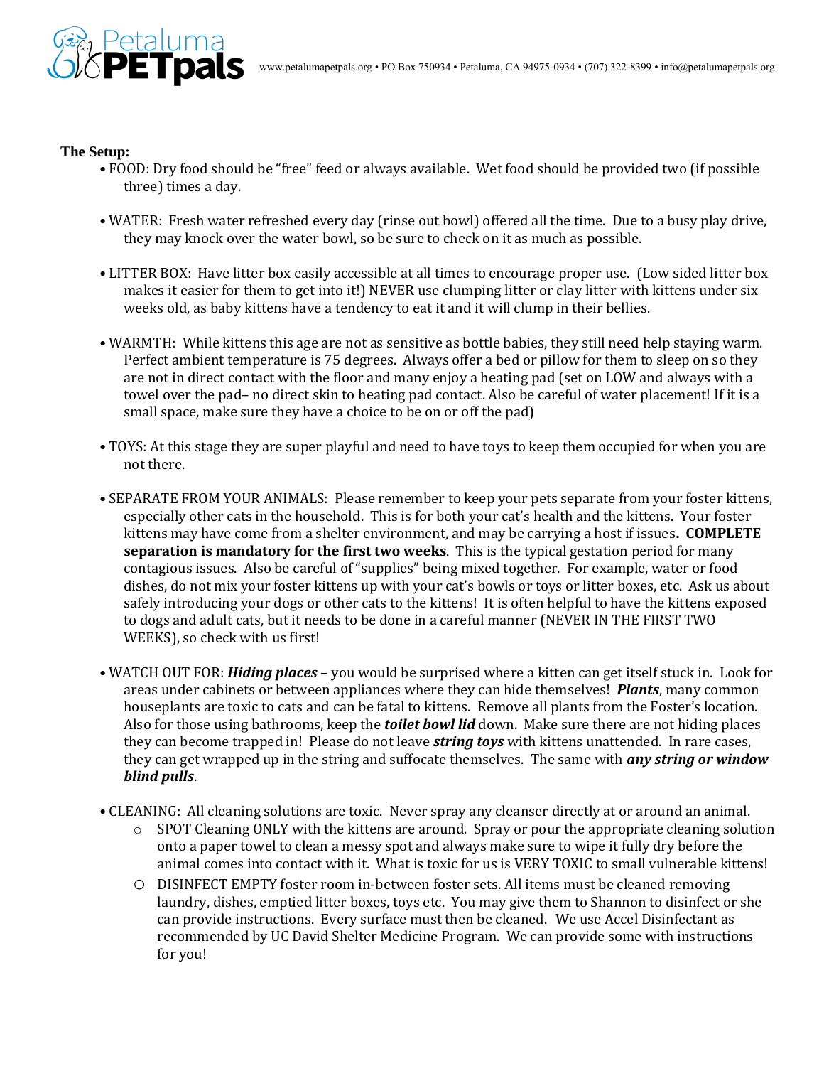**The Setup:**

- FOOD: Dry food should be "free" feed or always available. Wet food should be provided two (if possible three) times a day.

- WATER: Fresh water refreshed every day (rinse out bowl) offered all the time. Due to a busy play drive, they may knock over the water bowl, so be sure to check on it as much as possible.

- LITTER BOX: Have litter box easily accessible at all times to encourage proper use. (Low sided litter box makes it easier for them to get into it!) NEVER use clumping litter or clay litter with kittens under six weeks old, as baby kittens have a tendency to eat it and it will clump in their bellies.

- WARMTH: While kittens this age are not as sensitive as bottle babies, they still need help staying warm. Perfect ambient temperature is 75 degrees. Always offer a bed or pillow for them to sleep on so they are not in direct contact with the floor and many enjoy a heating pad (set on LOW and always with a towel over the pad– no direct skin to heating pad contact. Also be careful of water placement! If it is a small space, make sure they have a choice to be on or off the pad)

- TOYS: At this stage they are super playful and need to have toys to keep them occupied for when you are not there.

- SEPARATE FROM YOUR ANIMALS: Please remember to keep your pets separate from your foster kittens, especially other cats in the household. This is for both your cat's health and the kittens. Your foster kittens may have come from a shelter environment, and may be carrying a host if issues**. COMPLETE separation is mandatory for the first two weeks**. This is the typical gestation period for many contagious issues. Also be careful of "supplies" being mixed together. For example, water or food dishes, do not mix your foster kittens up with your cat's bowls or toys or litter boxes, etc. Ask us about safely introducing your dogs or other cats to the kittens! It is often helpful to have the kittens exposed to dogs and adult cats, but it needs to be done in a careful manner (NEVER IN THE FIRST TWO WEEKS), so check with us first!

- WATCH OUT FOR: ***Hiding places*** – you would be surprised where a kitten can get itself stuck in. Look for areas under cabinets or between appliances where they can hide themselves! ***Plants***, many common houseplants are toxic to cats and can be fatal to kittens. Remove all plants from the Foster's location. Also for those using bathrooms, keep the ***toilet bowl lid*** down. Make sure there are not hiding places they can become trapped in! Please do not leave ***string toys*** with kittens unattended. In rare cases, they can get wrapped up in the string and suffocate themselves. The same with ***any string or window blind pulls***.

- CLEANING: All cleaning solutions are toxic. Never spray any cleanser directly at or around an animal.
  - SPOT Cleaning ONLY with the kittens are around. Spray or pour the appropriate cleaning solution onto a paper towel to clean a messy spot and always make sure to wipe it fully dry before the animal comes into contact with it. What is toxic for us is VERY TOXIC to small vulnerable kittens!
  - DISINFECT EMPTY foster room in-between foster sets. All items must be cleaned removing laundry, dishes, emptied litter boxes, toys etc. You may give them to Shannon to disinfect or she can provide instructions. Every surface must then be cleaned. We use Accel Disinfectant as recommended by UC David Shelter Medicine Program. We can provide some with instructions for you!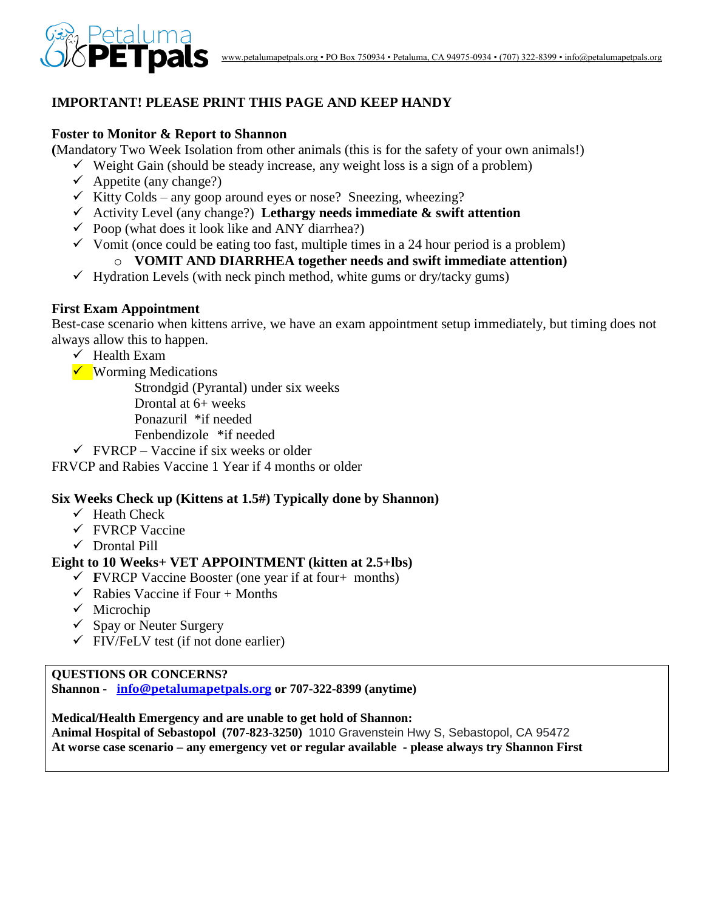Petaluma PETpals

www.petalumapetpals.org • PO Box 750934 • Petaluma, CA 94975-0934 • (707) 322-8399 • info@petalumapetpals.org

**IMPORTANT! PLEASE PRINT THIS PAGE AND KEEP HANDY**

**Foster to Monitor & Report to Shannon**

**(**Mandatory Two Week Isolation from other animals (this is for the safety of your own animals!)

- ✓ Weight Gain (should be steady increase, any weight loss is a sign of a problem)
- ✓ Appetite (any change?)
- ✓ Kitty Colds – any goop around eyes or nose? Sneezing, wheezing?
- ✓ Activity Level (any change?) **Lethargy needs immediate & swift attention**
- ✓ Poop (what does it look like and ANY diarrhea?)
- ✓ Vomit (once could be eating too fast, multiple times in a 24 hour period is a problem)
  - **VOMIT AND DIARRHEA together needs and swift immediate attention)**
- ✓ Hydration Levels (with neck pinch method, white gums or dry/tacky gums)

**First Exam Appointment**

Best-case scenario when kittens arrive, we have an exam appointment setup immediately, but timing does not always allow this to happen.

- ✓ Health Exam
- ✓ Worming Medications
  - Strondgid (Pyrantal) under six weeks
  - Drontal at 6+ weeks
  - Ponazuril *if needed
  - Fenbendizole *if needed
- ✓ FVRCP – Vaccine if six weeks or older

FRVCP and Rabies Vaccine 1 Year if 4 months or older

**Six Weeks Check up (Kittens at 1.5#) Typically done by Shannon)**

- ✓ Heath Check
- ✓ FVRCP Vaccine
- ✓ Drontal Pill

**Eight to 10 Weeks+ VET APPOINTMENT (kitten at 2.5+lbs)**

- ✓ **F**VRCP Vaccine Booster (one year if at four+ months)
- ✓ Rabies Vaccine if Four + Months
- ✓ Microchip
- ✓ Spay or Neuter Surgery
- ✓ FIV/FeLV test (if not done earlier)

**QUESTIONS OR CONCERNS?**
**Shannon - info@petalumapetpals.org or 707-322-8399 (anytime)**

**Medical/Health Emergency and are unable to get hold of Shannon:**
**Animal Hospital of Sebastopol (707-823-3250)** 1010 Gravenstein Hwy S, Sebastopol, CA 95472
**At worse case scenario – any emergency vet or regular available - please always try Shannon First**